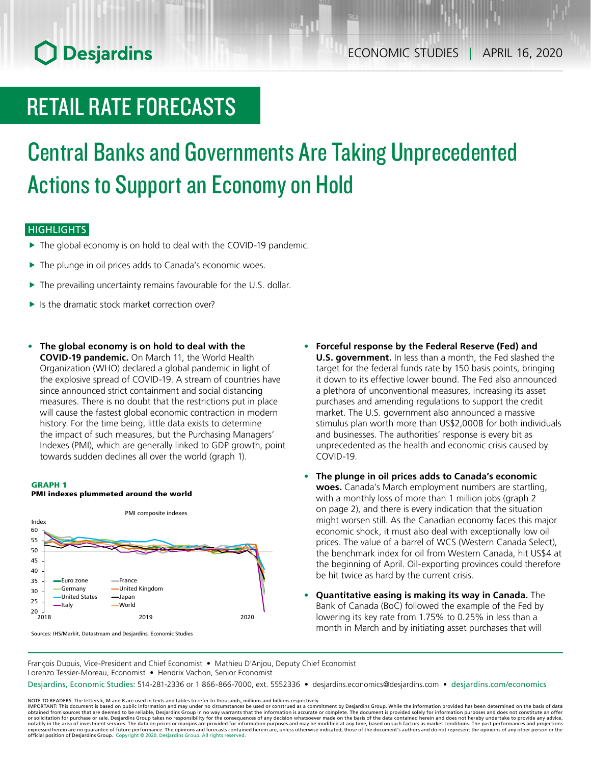Desjardins

ECONOMIC STUDIES | APRIL 16, 2020

# RETAIL RATE FORECASTS

## Central Banks and Governments Are Taking Unprecedented Actions to Support an Economy on Hold

### HIGHLIGHTS

- The global economy is on hold to deal with the COVID-19 pandemic.
- The plunge in oil prices adds to Canada's economic woes.
- The prevailing uncertainty remains favourable for the U.S. dollar.
- Is the dramatic stock market correction over?

- **The global economy is on hold to deal with the COVID-19 pandemic.** On March 11, the World Health Organization (WHO) declared a global pandemic in light of the explosive spread of COVID-19. A stream of countries have since announced strict containment and social distancing measures. There is no doubt that the restrictions put in place will cause the fastest global economic contraction in modern history. For the time being, little data exists to determine the impact of such measures, but the Purchasing Managers' Indexes (PMI), which are generally linked to GDP growth, point towards sudden declines all over the world (graph 1).

**GRAPH 1**
**PMI indexes plummeted around the world**

Sources: IHS/Markit, Datastream and Desjardins, Economic Studies

- **Forceful response by the Federal Reserve (Fed) and U.S. government.** In less than a month, the Fed slashed the target for the federal funds rate by 150 basis points, bringing it down to its effective lower bound. The Fed also announced a plethora of unconventional measures, increasing its asset purchases and amending regulations to support the credit market. The U.S. government also announced a massive stimulus plan worth more than US$2,000B for both individuals and businesses. The authorities' response is every bit as unprecedented as the health and economic crisis caused by COVID-19.

- **The plunge in oil prices adds to Canada's economic woes.** Canada's March employment numbers are startling, with a monthly loss of more than 1 million jobs (graph 2 on page 2), and there is every indication that the situation might worsen still. As the Canadian economy faces this major economic shock, it must also deal with exceptionally low oil prices. The value of a barrel of WCS (Western Canada Select), the benchmark index for oil from Western Canada, hit US$4 at the beginning of April. Oil-exporting provinces could therefore be hit twice as hard by the current crisis.

- **Quantitative easing is making its way in Canada.** The Bank of Canada (BoC) followed the example of the Fed by lowering its key rate from 1.75% to 0.25% in less than a month in March and by initiating asset purchases that will

François Dupuis, Vice-President and Chief Economist • Mathieu D'Anjou, Deputy Chief Economist
Lorenzo Tessier-Moreau, Economist • Hendrix Vachon, Senior Economist

Desjardins, Economic Studies: 514-281-2336 or 1 866-866-7000, ext. 5552336 • desjardins.economics@desjardins.com • desjardins.com/economics

NOTE TO READERS: The letters k, M and B are used in texts and tables to refer to thousands, millions and billions respectively.
IMPORTANT: This document is based on public information and may under no circumstances be used or construed as a commitment by Desjardins Group. While the information provided has been determined on the basis of data obtained from sources that are deemed to be reliable, Desjardins Group in no way warrants that the information is accurate or complete. The document is provided solely for information purposes and does not constitute an offer or solicitation for purchase or sale. Desjardins Group takes no responsibility for the consequences of any decision whatsoever made on the basis of the data contained herein and does not hereby undertake to provide any advice, notably in the area of investment services. The data on prices or margins are provided for information purposes and may be modified at any time, based on such factors as market conditions. The past performances and projections expressed herein are no guarantee of future performance. The opinions and forecasts contained herein are, unless otherwise indicated, those of the document's authors and do not represent the opinions of any other person or the official position of Desjardins Group. Copyright © 2020, Desjardins Group. All rights reserved.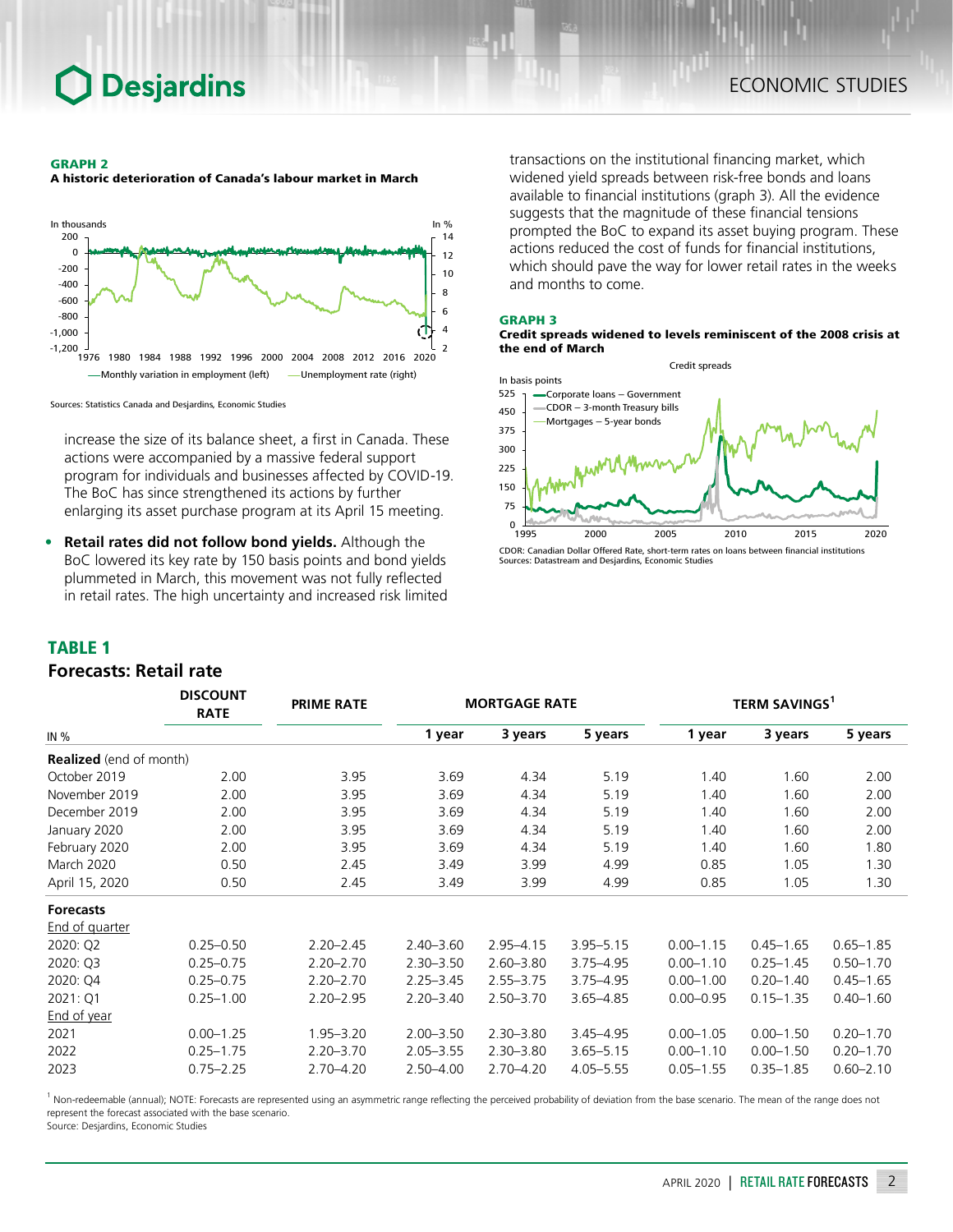**GRAPH 2**
**A historic deterioration of Canada's labour market in March**

Sources: Statistics Canada and Desjardins, Economic Studies

increase the size of its balance sheet, a first in Canada. These actions were accompanied by a massive federal support program for individuals and businesses affected by COVID-19. The BoC has since strengthened its actions by further enlarging its asset purchase program at its April 15 meeting.

- **Retail rates did not follow bond yields.** Although the BoC lowered its key rate by 150 basis points and bond yields plummeted in March, this movement was not fully reflected in retail rates. The high uncertainty and increased risk limited transactions on the institutional financing market, which widened yield spreads between risk-free bonds and loans available to financial institutions (graph 3). All the evidence suggests that the magnitude of these financial tensions prompted the BoC to expand its asset buying program. These actions reduced the cost of funds for financial institutions, which should pave the way for lower retail rates in the weeks and months to come.

**GRAPH 3**
**Credit spreads widened to levels reminiscent of the 2008 crisis at the end of March**

CDOR: Canadian Dollar Offered Rate, short-term rates on loans between financial institutions
Sources: Datastream and Desjardins, Economic Studies

## TABLE 1
### Forecasts: Retail rate

| IN % | DISCOUNT RATE | PRIME RATE | MORTGAGE RATE | | | TERM SAVINGS[1] | | |
|---|---|---|---|---|---|---|---|---|
| | | | 1 year | 3 years | 5 years | 1 year | 3 years | 5 years |
| **Realized** (end of month) | | | | | | | | |
| October 2019 | 2.00 | 3.95 | 3.69 | 4.34 | 5.19 | 1.40 | 1.60 | 2.00 |
| November 2019 | 2.00 | 3.95 | 3.69 | 4.34 | 5.19 | 1.40 | 1.60 | 2.00 |
| December 2019 | 2.00 | 3.95 | 3.69 | 4.34 | 5.19 | 1.40 | 1.60 | 2.00 |
| January 2020 | 2.00 | 3.95 | 3.69 | 4.34 | 5.19 | 1.40 | 1.60 | 2.00 |
| February 2020 | 2.00 | 3.95 | 3.69 | 4.34 | 5.19 | 1.40 | 1.60 | 1.80 |
| March 2020 | 0.50 | 2.45 | 3.49 | 3.99 | 4.99 | 0.85 | 1.05 | 1.30 |
| April 15, 2020 | 0.50 | 2.45 | 3.49 | 3.99 | 4.99 | 0.85 | 1.05 | 1.30 |
| **Forecasts** | | | | | | | | |
| End of quarter | | | | | | | | |
| 2020: Q2 | 0.25–0.50 | 2.20–2.45 | 2.40–3.60 | 2.95–4.15 | 3.95–5.15 | 0.00–1.15 | 0.45–1.65 | 0.65–1.85 |
| 2020: Q3 | 0.25–0.75 | 2.20–2.70 | 2.30–3.50 | 2.60–3.80 | 3.75–4.95 | 0.00–1.10 | 0.25–1.45 | 0.50–1.70 |
| 2020: Q4 | 0.25–0.75 | 2.20–2.70 | 2.25–3.45 | 2.55–3.75 | 3.75–4.95 | 0.00–1.00 | 0.20–1.40 | 0.45–1.65 |
| 2021: Q1 | 0.25–1.00 | 2.20–2.95 | 2.20–3.40 | 2.50–3.70 | 3.65–4.85 | 0.00–0.95 | 0.15–1.35 | 0.40–1.60 |
| End of year | | | | | | | | |
| 2021 | 0.00–1.25 | 1.95–3.20 | 2.00–3.50 | 2.30–3.80 | 3.45–4.95 | 0.00–1.05 | 0.00–1.50 | 0.20–1.70 |
| 2022 | 0.25–1.75 | 2.20–3.70 | 2.05–3.55 | 2.30–3.80 | 3.65–5.15 | 0.00–1.10 | 0.00–1.50 | 0.20–1.70 |
| 2023 | 0.75–2.25 | 2.70–4.20 | 2.50–4.00 | 2.70–4.20 | 4.05–5.55 | 0.05–1.55 | 0.35–1.85 | 0.60–2.10 |

[1] Non-redeemable (annual); NOTE: Forecasts are represented using an asymmetric range reflecting the perceived probability of deviation from the base scenario. The mean of the range does not represent the forecast associated with the base scenario.
Source: Desjardins, Economic Studies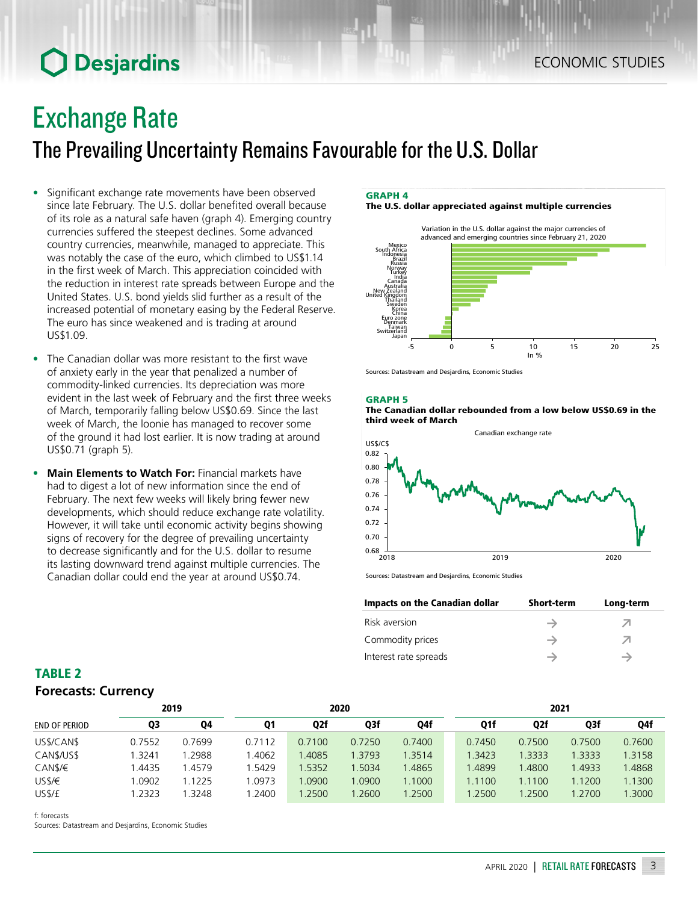# Exchange Rate

## The Prevailing Uncertainty Remains Favourable for the U.S. Dollar

- Significant exchange rate movements have been observed since late February. The U.S. dollar benefited overall because of its role as a natural safe haven (graph 4). Emerging country currencies suffered the steepest declines. Some advanced country currencies, meanwhile, managed to appreciate. This was notably the case of the euro, which climbed to US$1.14 in the first week of March. This appreciation coincided with the reduction in interest rate spreads between Europe and the United States. U.S. bond yields slid further as a result of the increased potential of monetary easing by the Federal Reserve. The euro has since weakened and is trading at around US$1.09.
- The Canadian dollar was more resistant to the first wave of anxiety early in the year that penalized a number of commodity-linked currencies. Its depreciation was more evident in the last week of February and the first three weeks of March, temporarily falling below US$0.69. Since the last week of March, the loonie has managed to recover some of the ground it had lost earlier. It is now trading at around US$0.71 (graph 5).
- **Main Elements to Watch For:** Financial markets have had to digest a lot of new information since the end of February. The next few weeks will likely bring fewer new developments, which should reduce exchange rate volatility. However, it will take until economic activity begins showing signs of recovery for the degree of prevailing uncertainty to decrease significantly and for the U.S. dollar to resume its lasting downward trend against multiple currencies. The Canadian dollar could end the year at around US$0.74.

**GRAPH 4**
**The U.S. dollar appreciated against multiple currencies**

Variation in the U.S. dollar against the major currencies of advanced and emerging countries since February 21, 2020

Sources: Datastream and Desjardins, Economic Studies

**GRAPH 5**
**The Canadian dollar rebounded from a low below US$0.69 in the third week of March**

Canadian exchange rate

Sources: Datastream and Desjardins, Economic Studies

| Impacts on the Canadian dollar | Short-term | Long-term |
|---|---|---|
| Risk aversion | → | ↗ |
| Commodity prices | → | ↗ |
| Interest rate spreads | → | → |

### TABLE 2
**Forecasts: Currency**

| | 2019 | | 2020 | | | | 2021 | | | |
|---|---|---|---|---|---|---|---|---|---|---|
| END OF PERIOD | Q3 | Q4 | Q1 | Q2f | Q3f | Q4f | Q1f | Q2f | Q3f | Q4f |
| US$/CAN$ | 0.7552 | 0.7699 | 0.7112 | 0.7100 | 0.7250 | 0.7400 | 0.7450 | 0.7500 | 0.7500 | 0.7600 |
| CAN$/US$ | 1.3241 | 1.2988 | 1.4062 | 1.4085 | 1.3793 | 1.3514 | 1.3423 | 1.3333 | 1.3333 | 1.3158 |
| CAN$/€ | 1.4435 | 1.4579 | 1.5429 | 1.5352 | 1.5034 | 1.4865 | 1.4899 | 1.4800 | 1.4933 | 1.4868 |
| US$/€ | 1.0902 | 1.1225 | 1.0973 | 1.0900 | 1.0900 | 1.1000 | 1.1100 | 1.1100 | 1.1200 | 1.1300 |
| US$/£ | 1.2323 | 1.3248 | 1.2400 | 1.2500 | 1.2600 | 1.2500 | 1.2500 | 1.2500 | 1.2700 | 1.3000 |

f: forecasts
Sources: Datastream and Desjardins, Economic Studies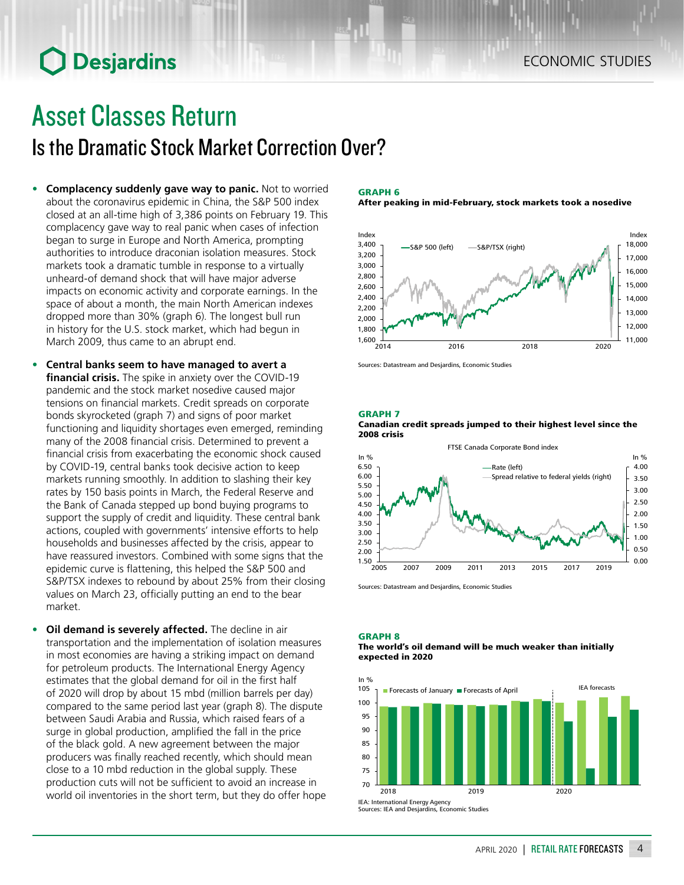# Asset Classes Return

## Is the Dramatic Stock Market Correction Over?

- **Complacency suddenly gave way to panic.** Not to worried about the coronavirus epidemic in China, the S&P 500 index closed at an all-time high of 3,386 points on February 19. This complacency gave way to real panic when cases of infection began to surge in Europe and North America, prompting authorities to introduce draconian isolation measures. Stock markets took a dramatic tumble in response to a virtually unheard-of demand shock that will have major adverse impacts on economic activity and corporate earnings. In the space of about a month, the main North American indexes dropped more than 30% (graph 6). The longest bull run in history for the U.S. stock market, which had begun in March 2009, thus came to an abrupt end.

- **Central banks seem to have managed to avert a financial crisis.** The spike in anxiety over the COVID-19 pandemic and the stock market nosedive caused major tensions on financial markets. Credit spreads on corporate bonds skyrocketed (graph 7) and signs of poor market functioning and liquidity shortages even emerged, reminding many of the 2008 financial crisis. Determined to prevent a financial crisis from exacerbating the economic shock caused by COVID-19, central banks took decisive action to keep markets running smoothly. In addition to slashing their key rates by 150 basis points in March, the Federal Reserve and the Bank of Canada stepped up bond buying programs to support the supply of credit and liquidity. These central bank actions, coupled with governments' intensive efforts to help households and businesses affected by the crisis, appear to have reassured investors. Combined with some signs that the epidemic curve is flattening, this helped the S&P 500 and S&P/TSX indexes to rebound by about 25% from their closing values on March 23, officially putting an end to the bear market.

- **Oil demand is severely affected.** The decline in air transportation and the implementation of isolation measures in most economies are having a striking impact on demand for petroleum products. The International Energy Agency estimates that the global demand for oil in the first half of 2020 will drop by about 15 mbd (million barrels per day) compared to the same period last year (graph 8). The dispute between Saudi Arabia and Russia, which raised fears of a surge in global production, amplified the fall in the price of the black gold. A new agreement between the major producers was finally reached recently, which should mean close to a 10 mbd reduction in the global supply. These production cuts will not be sufficient to avoid an increase in world oil inventories in the short term, but they do offer hope

**GRAPH 6**
**After peaking in mid-February, stock markets took a nosedive**

Sources: Datastream and Desjardins, Economic Studies

**GRAPH 7**
**Canadian credit spreads jumped to their highest level since the 2008 crisis**

Sources: Datastream and Desjardins, Economic Studies

**GRAPH 8**
**The world's oil demand will be much weaker than initially expected in 2020**

IEA: International Energy Agency
Sources: IEA and Desjardins, Economic Studies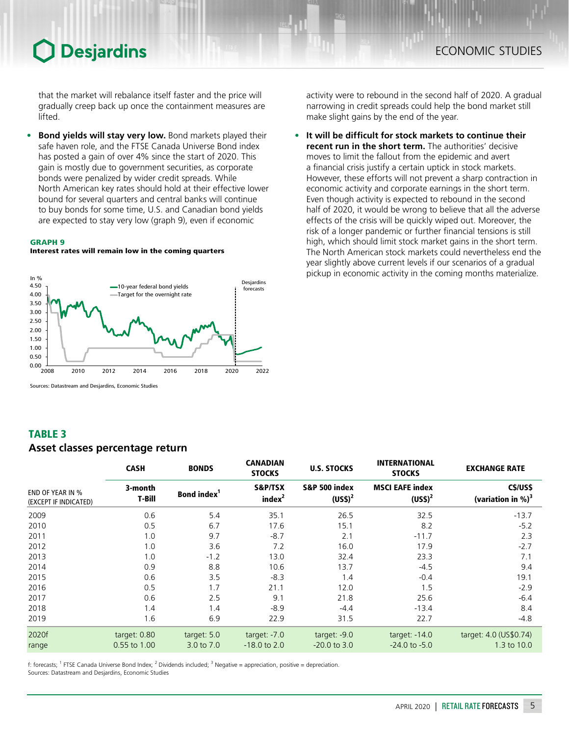that the market will rebalance itself faster and the price will gradually creep back up once the containment measures are lifted.

- **Bond yields will stay very low.** Bond markets played their safe haven role, and the FTSE Canada Universe Bond index has posted a gain of over 4% since the start of 2020. This gain is mostly due to government securities, as corporate bonds were penalized by wider credit spreads. While North American key rates should hold at their effective lower bound for several quarters and central banks will continue to buy bonds for some time, U.S. and Canadian bond yields are expected to stay very low (graph 9), even if economic activity were to rebound in the second half of 2020. A gradual narrowing in credit spreads could help the bond market still make slight gains by the end of the year.

**GRAPH 9**
**Interest rates will remain low in the coming quarters**

In %
4.50
4.00
3.50
3.00
2.50
2.00
1.50
1.00
0.50
0.00
2008 2010 2012 2014 2016 2018 2020 2022

10-year federal bond yields
Target for the overnight rate
Desjardins forecasts

Sources: Datastream and Desjardins, Economic Studies

- **It will be difficult for stock markets to continue their recent run in the short term.** The authorities' decisive moves to limit the fallout from the epidemic and avert a financial crisis justify a certain uptick in stock markets. However, these efforts will not prevent a sharp contraction in economic activity and corporate earnings in the short term. Even though activity is expected to rebound in the second half of 2020, it would be wrong to believe that all the adverse effects of the crisis will be quickly wiped out. Moreover, the risk of a longer pandemic or further financial tensions is still high, which should limit stock market gains in the short term. The North American stock markets could nevertheless end the year slightly above current levels if our scenarios of a gradual pickup in economic activity in the coming months materialize.

## TABLE 3
### Asset classes percentage return

| | CASH | BONDS | CANADIAN STOCKS | U.S. STOCKS | INTERNATIONAL STOCKS | EXCHANGE RATE |
|---|---|---|---|---|---|---|
| END OF YEAR IN % (EXCEPT IF INDICATED) | 3-month T-Bill | Bond index[1] | S&P/TSX index[2] | S&P 500 index (US$)[2] | MSCI EAFE index (US$)[2] | C$/US$ (variation in %)[3] |
| 2009 | 0.6 | 5.4 | 35.1 | 26.5 | 32.5 | -13.7 |
| 2010 | 0.5 | 6.7 | 17.6 | 15.1 | 8.2 | -5.2 |
| 2011 | 1.0 | 9.7 | -8.7 | 2.1 | -11.7 | 2.3 |
| 2012 | 1.0 | 3.6 | 7.2 | 16.0 | 17.9 | -2.7 |
| 2013 | 1.0 | -1.2 | 13.0 | 32.4 | 23.3 | 7.1 |
| 2014 | 0.9 | 8.8 | 10.6 | 13.7 | -4.5 | 9.4 |
| 2015 | 0.6 | 3.5 | -8.3 | 1.4 | -0.4 | 19.1 |
| 2016 | 0.5 | 1.7 | 21.1 | 12.0 | 1.5 | -2.9 |
| 2017 | 0.6 | 2.5 | 9.1 | 21.8 | 25.6 | -6.4 |
| 2018 | 1.4 | 1.4 | -8.9 | -4.4 | -13.4 | 8.4 |
| 2019 | 1.6 | 6.9 | 22.9 | 31.5 | 22.7 | -4.8 |
| 2020f | target: 0.80 | target: 5.0 | target: -7.0 | target: -9.0 | target: -14.0 | target: 4.0 (US$0.74) |
| range | 0.55 to 1.00 | 3.0 to 7.0 | -18.0 to 2.0 | -20.0 to 3.0 | -24.0 to -5.0 | 1.3 to 10.0 |

f: forecasts; [1] FTSE Canada Universe Bond Index; [2] Dividends included; [3] Negative = appreciation, positive = depreciation.
Sources: Datastream and Desjardins, Economic Studies